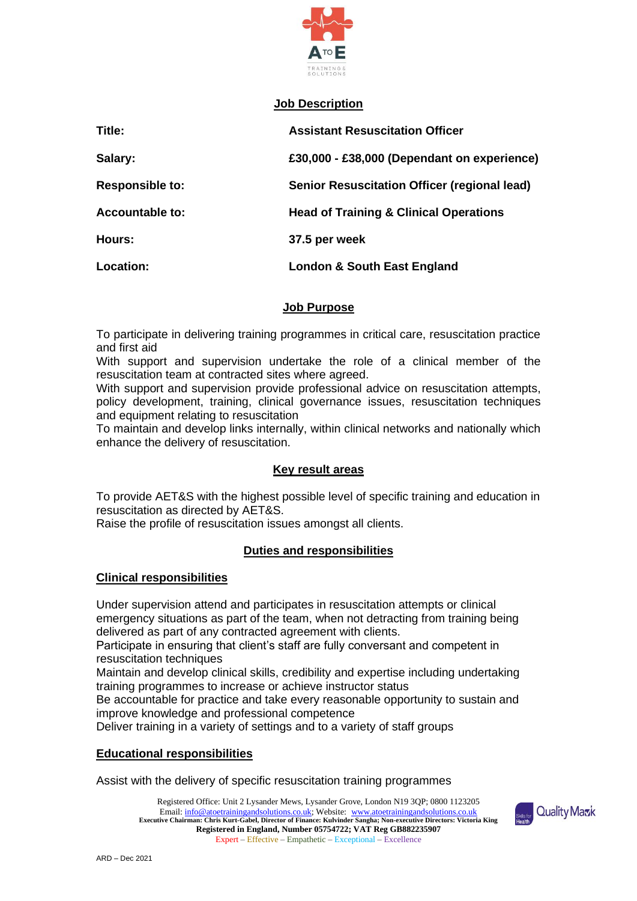## Job Description

| | |
|---|---|
| **Title:** | **Assistant Resuscitation Officer** |
| **Salary:** | **£30,000 - £38,000 (Dependant on experience)** |
| **Responsible to:** | **Senior Resuscitation Officer (regional lead)** |
| **Accountable to:** | **Head of Training & Clinical Operations** |
| **Hours:** | **37.5 per week** |
| **Location:** | **London & South East England** |

## Job Purpose

To participate in delivering training programmes in critical care, resuscitation practice and first aid

With support and supervision undertake the role of a clinical member of the resuscitation team at contracted sites where agreed.

With support and supervision provide professional advice on resuscitation attempts, policy development, training, clinical governance issues, resuscitation techniques and equipment relating to resuscitation

To maintain and develop links internally, within clinical networks and nationally which enhance the delivery of resuscitation.

## Key result areas

To provide AET&S with the highest possible level of specific training and education in resuscitation as directed by AET&S.

Raise the profile of resuscitation issues amongst all clients.

## Duties and responsibilities

### Clinical responsibilities

Under supervision attend and participates in resuscitation attempts or clinical emergency situations as part of the team, when not detracting from training being delivered as part of any contracted agreement with clients.

Participate in ensuring that client's staff are fully conversant and competent in resuscitation techniques

Maintain and develop clinical skills, credibility and expertise including undertaking training programmes to increase or achieve instructor status

Be accountable for practice and take every reasonable opportunity to sustain and improve knowledge and professional competence

Deliver training in a variety of settings and to a variety of staff groups

### Educational responsibilities

Assist with the delivery of specific resuscitation training programmes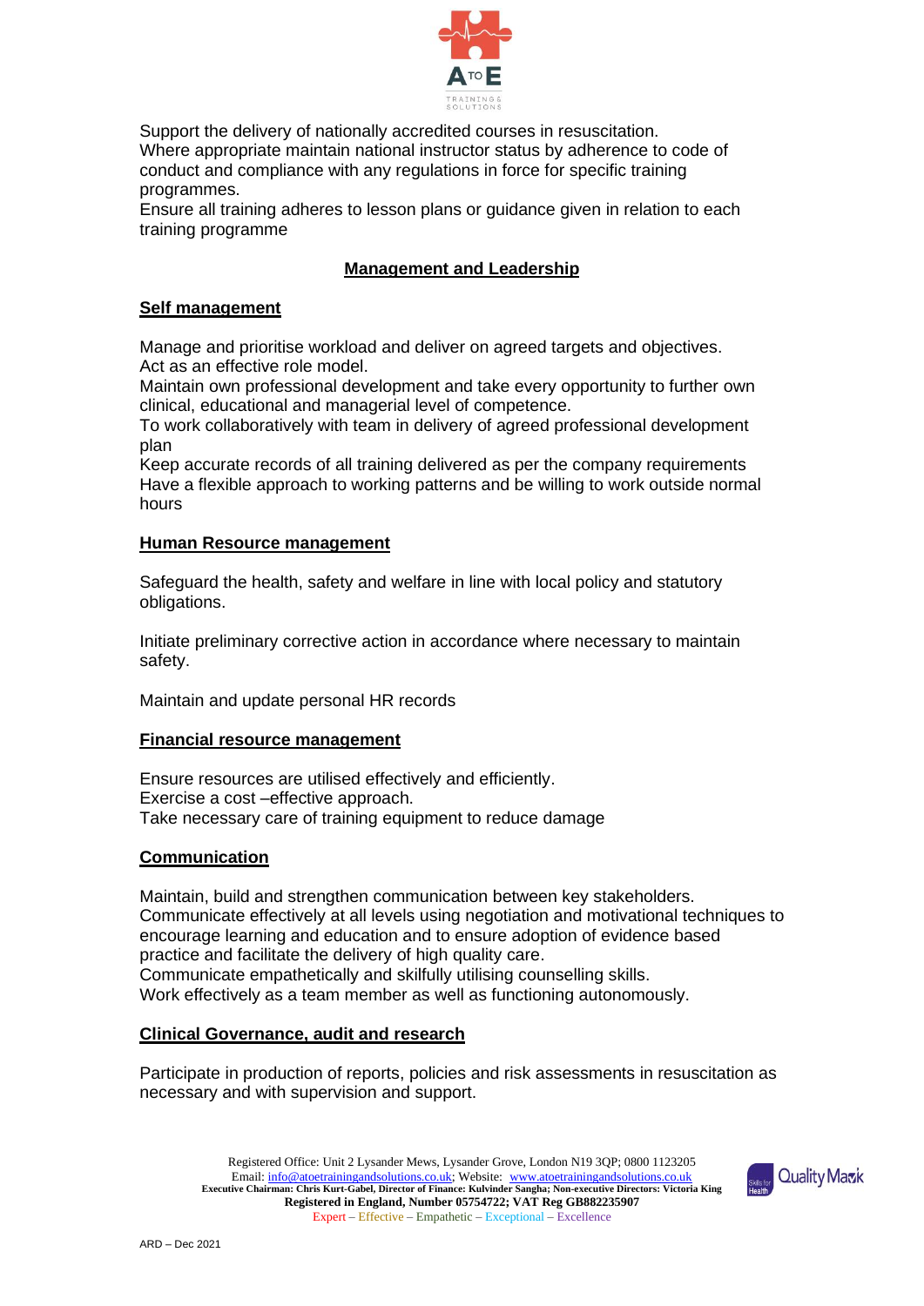Support the delivery of nationally accredited courses in resuscitation.
Where appropriate maintain national instructor status by adherence to code of conduct and compliance with any regulations in force for specific training programmes.
Ensure all training adheres to lesson plans or guidance given in relation to each training programme

## Management and Leadership

### Self management

Manage and prioritise workload and deliver on agreed targets and objectives.
Act as an effective role model.
Maintain own professional development and take every opportunity to further own clinical, educational and managerial level of competence.
To work collaboratively with team in delivery of agreed professional development plan
Keep accurate records of all training delivered as per the company requirements
Have a flexible approach to working patterns and be willing to work outside normal hours

### Human Resource management

Safeguard the health, safety and welfare in line with local policy and statutory obligations.

Initiate preliminary corrective action in accordance where necessary to maintain safety.

Maintain and update personal HR records

### Financial resource management

Ensure resources are utilised effectively and efficiently.
Exercise a cost –effective approach.
Take necessary care of training equipment to reduce damage

### Communication

Maintain, build and strengthen communication between key stakeholders.
Communicate effectively at all levels using negotiation and motivational techniques to encourage learning and education and to ensure adoption of evidence based practice and facilitate the delivery of high quality care.
Communicate empathetically and skilfully utilising counselling skills.
Work effectively as a team member as well as functioning autonomously.

### Clinical Governance, audit and research

Participate in production of reports, policies and risk assessments in resuscitation as necessary and with supervision and support.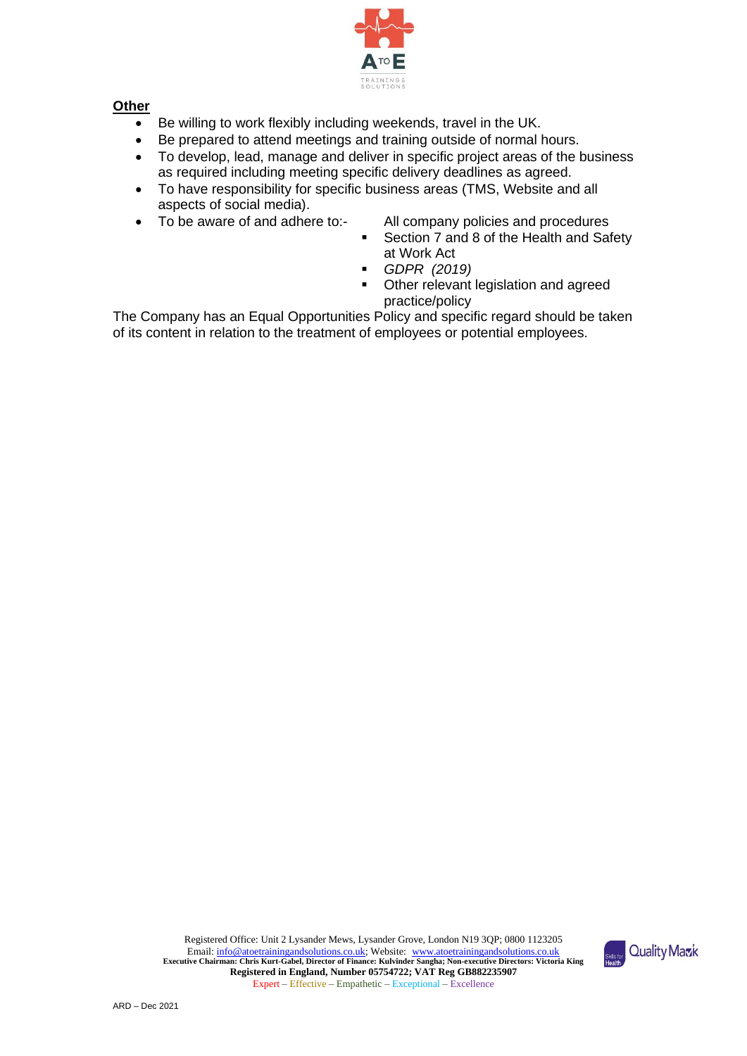**Other**

- Be willing to work flexibly including weekends, travel in the UK.
- Be prepared to attend meetings and training outside of normal hours.
- To develop, lead, manage and deliver in specific project areas of the business as required including meeting specific delivery deadlines as agreed.
- To have responsibility for specific business areas (TMS, Website and all aspects of social media).
- To be aware of and adhere to:-
  - All company policies and procedures
  - Section 7 and 8 of the Health and Safety at Work Act
  - *GDPR (2019)*
  - Other relevant legislation and agreed practice/policy

The Company has an Equal Opportunities Policy and specific regard should be taken of its content in relation to the treatment of employees or potential employees.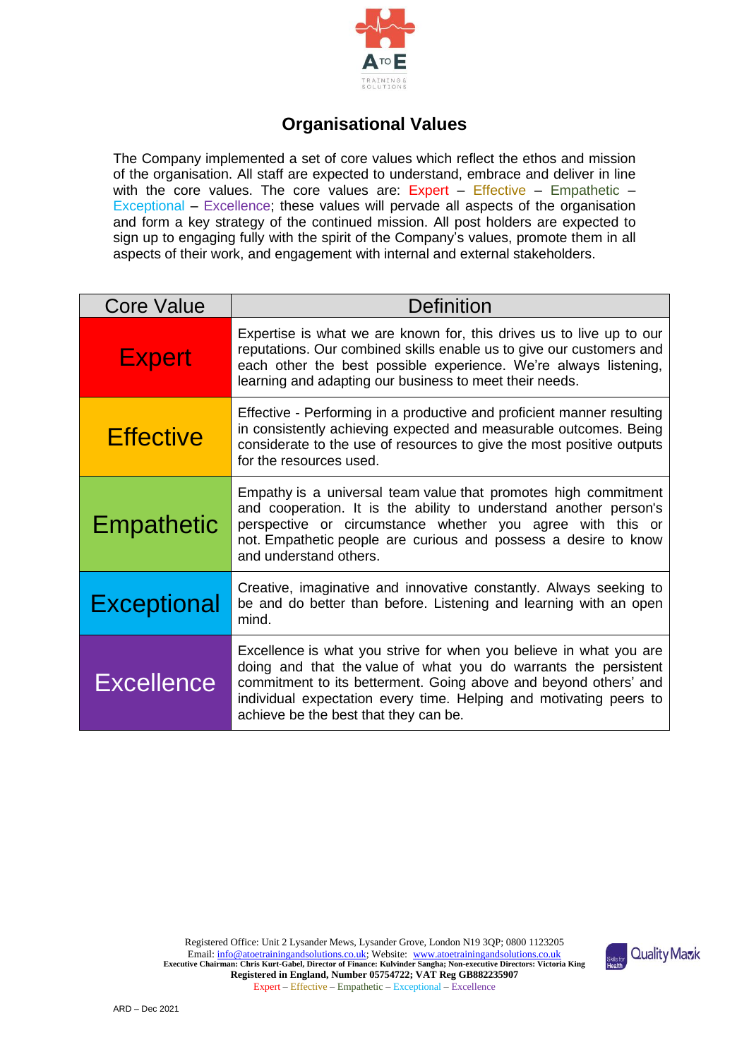## Organisational Values

The Company implemented a set of core values which reflect the ethos and mission of the organisation. All staff are expected to understand, embrace and deliver in line with the core values. The core values are: Expert – Effective – Empathetic – Exceptional – Excellence; these values will pervade all aspects of the organisation and form a key strategy of the continued mission. All post holders are expected to sign up to engaging fully with the spirit of the Company's values, promote them in all aspects of their work, and engagement with internal and external stakeholders.

| Core Value | Definition |
|---|---|
| Expert | Expertise is what we are known for, this drives us to live up to our reputations. Our combined skills enable us to give our customers and each other the best possible experience. We're always listening, learning and adapting our business to meet their needs. |
| Effective | Effective - Performing in a productive and proficient manner resulting in consistently achieving expected and measurable outcomes. Being considerate to the use of resources to give the most positive outputs for the resources used. |
| Empathetic | Empathy is a universal team value that promotes high commitment and cooperation. It is the ability to understand another person's perspective or circumstance whether you agree with this or not. Empathetic people are curious and possess a desire to know and understand others. |
| Exceptional | Creative, imaginative and innovative constantly. Always seeking to be and do better than before. Listening and learning with an open mind. |
| Excellence | Excellence is what you strive for when you believe in what you are doing and that the value of what you do warrants the persistent commitment to its betterment. Going above and beyond others' and individual expectation every time. Helping and motivating peers to achieve be the best that they can be. |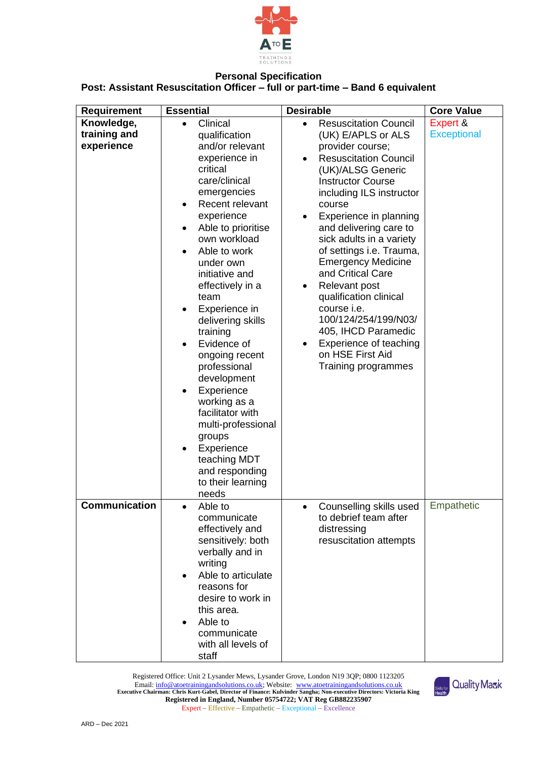**Personal Specification**
**Post: Assistant Resuscitation Officer – full or part-time – Band 6 equivalent**

| Requirement | Essential | Desirable | Core Value |
|---|---|---|---|
| **Knowledge, training and experience** | • Clinical qualification and/or relevant experience in critical care/clinical emergencies<br>• Recent relevant experience<br>• Able to prioritise own workload<br>• Able to work under own initiative and effectively in a team<br>• Experience in delivering skills training<br>• Evidence of ongoing recent professional development<br>• Experience working as a facilitator with multi-professional groups<br>• Experience teaching MDT and responding to their learning needs | • Resuscitation Council (UK) E/APLS or ALS provider course;<br>• Resuscitation Council (UK)/ALSG Generic Instructor Course including ILS instructor course<br>• Experience in planning and delivering care to sick adults in a variety of settings i.e. Trauma, Emergency Medicine and Critical Care<br>• Relevant post qualification clinical course i.e. 100/124/254/199/N03/405, IHCD Paramedic<br>• Experience of teaching on HSE First Aid Training programmes | Expert & Exceptional |
| **Communication** | • Able to communicate effectively and sensitively: both verbally and in writing<br>• Able to articulate reasons for desire to work in this area.<br>• Able to communicate with all levels of staff | • Counselling skills used to debrief team after distressing resuscitation attempts | Empathetic |

Registered Office: Unit 2 Lysander Mews, Lysander Grove, London N19 3QP; 0800 1123205
Email: info@atoetrainingandsolutions.co.uk; Website: www.atoetrainingandsolutions.co.uk
**Executive Chairman: Chris Kurt-Gabel, Director of Finance: Kulvinder Sangha; Non-executive Directors: Victoria King**
**Registered in England, Number 05754722; VAT Reg GB882235907**
Expert – Effective – Empathetic – Exceptional – Excellence

ARD – Dec 2021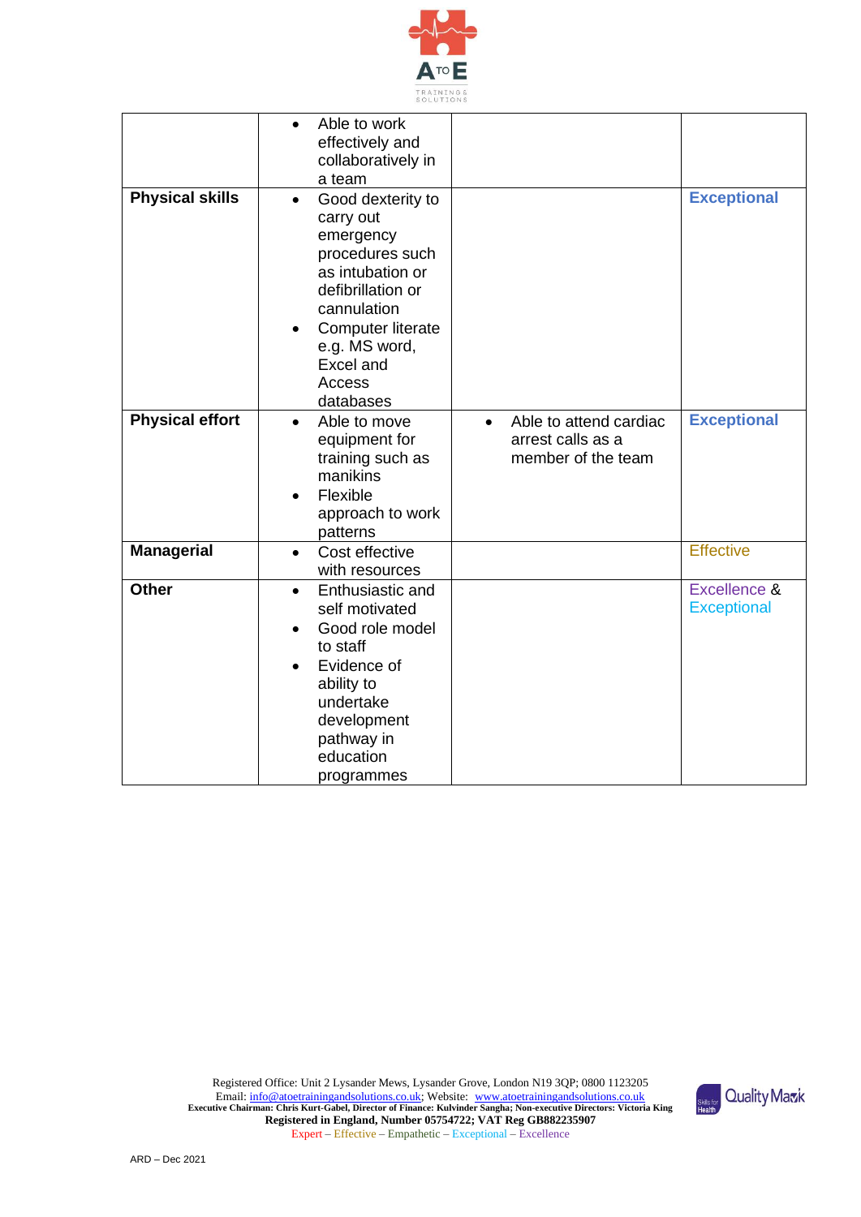| | | | |
|---|---|---|---|
| | • Able to work effectively and collaboratively in a team | | |
| **Physical skills** | • Good dexterity to carry out emergency procedures such as intubation or defibrillation or cannulation<br>• Computer literate e.g. MS word, Excel and Access databases | | **Exceptional** |
| **Physical effort** | • Able to move equipment for training such as manikins<br>• Flexible approach to work patterns | • Able to attend cardiac arrest calls as a member of the team | **Exceptional** |
| **Managerial** | • Cost effective with resources | | Effective |
| **Other** | • Enthusiastic and self motivated<br>• Good role model to staff<br>• Evidence of ability to undertake development pathway in education programmes | | Excellence & Exceptional |

Registered Office: Unit 2 Lysander Mews, Lysander Grove, London N19 3QP; 0800 1123205
Email: info@atoetrainingandsolutions.co.uk; Website: www.atoetrainingandsolutions.co.uk
**Executive Chairman: Chris Kurt-Gabel, Director of Finance: Kulvinder Sangha; Non-executive Directors: Victoria King**
**Registered in England, Number 05754722; VAT Reg GB882235907**
Expert – Effective – Empathetic – Exceptional – Excellence

ARD – Dec 2021